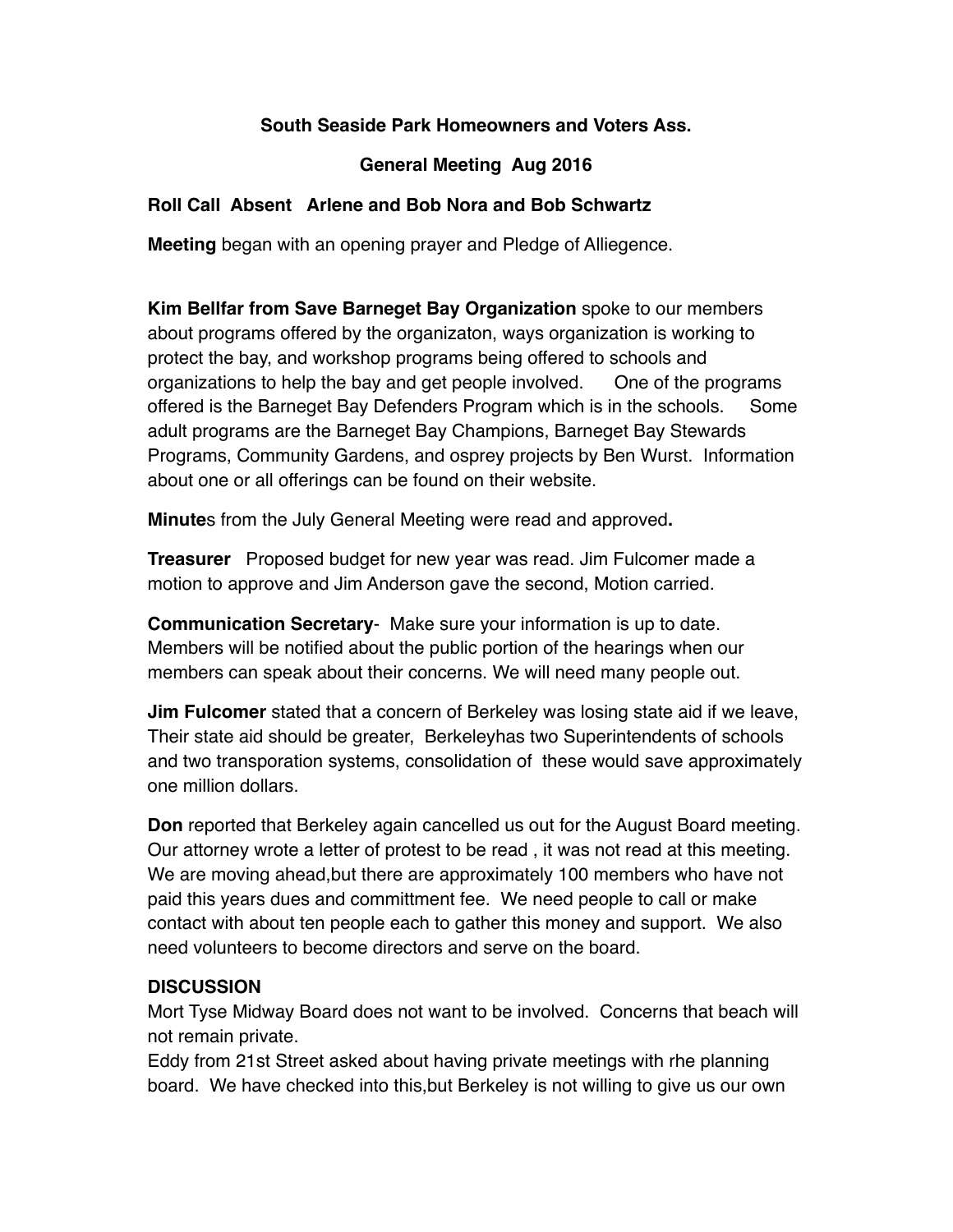**South Seaside Park Homeowners and Voters Ass.**

**General Meeting  Aug 2016**

**Roll Call  Absent   Arlene and Bob Nora and Bob Schwartz**

**Meeting** began with an opening prayer and Pledge of Alliegence.

**Kim Bellfar from Save Barneget Bay Organization** spoke to our members about programs offered by the organizaton, ways organization is working to protect the bay, and workshop programs being offered to schools and organizations to help the bay and get people involved.    One of the programs offered is the Barneget Bay Defenders Program which is in the schools.    Some adult programs are the Barneget Bay Champions, Barneget Bay Stewards Programs, Community Gardens, and osprey projects by Ben Wurst.  Information about one or all offerings can be found on their website.

**Minute**s from the July General Meeting were read and approved**.**

**Treasurer**   Proposed budget for new year was read. Jim Fulcomer made a motion to approve and Jim Anderson gave the second, Motion carried.

**Communication Secretary**-  Make sure your information is up to date. Members will be notified about the public portion of the hearings when our members can speak about their concerns. We will need many people out.

**Jim Fulcomer** stated that a concern of Berkeley was losing state aid if we leave, Their state aid should be greater,  Berkeleyhas two Superintendents of schools and two transporation systems, consolidation of  these would save approximately one million dollars.

**Don** reported that Berkeley again cancelled us out for the August Board meeting. Our attorney wrote a letter of protest to be read , it was not read at this meeting. We are moving ahead,but there are approximately 100 members who have not paid this years dues and committment fee.  We need people to call or make contact with about ten people each to gather this money and support.  We also need volunteers to become directors and serve on the board.

**DISCUSSION**

Mort Tyse Midway Board does not want to be involved.  Concerns that beach will not remain private.

Eddy from 21st Street asked about having private meetings with rhe planning board.  We have checked into this,but Berkeley is not willing to give us our own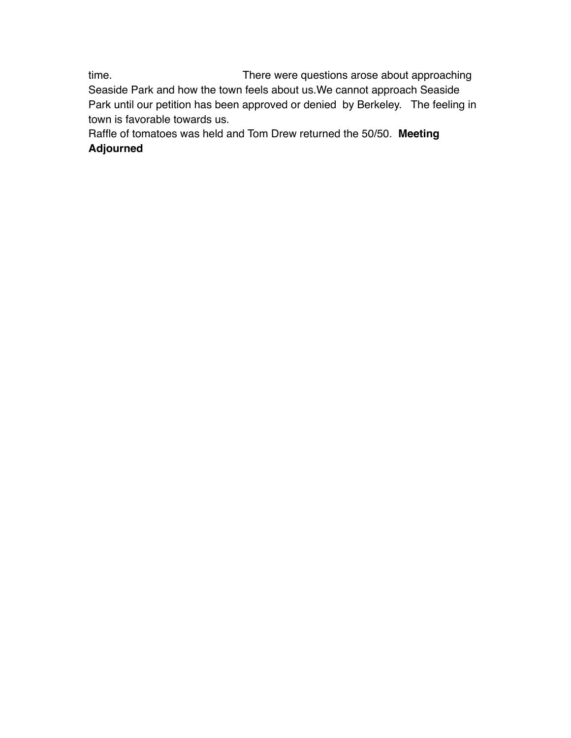time. There were questions arose about approaching Seaside Park and how the town feels about us.We cannot approach Seaside Park until our petition has been approved or denied by Berkeley. The feeling in town is favorable towards us.

Raffle of tomatoes was held and Tom Drew returned the 50/50. **Meeting Adjourned**